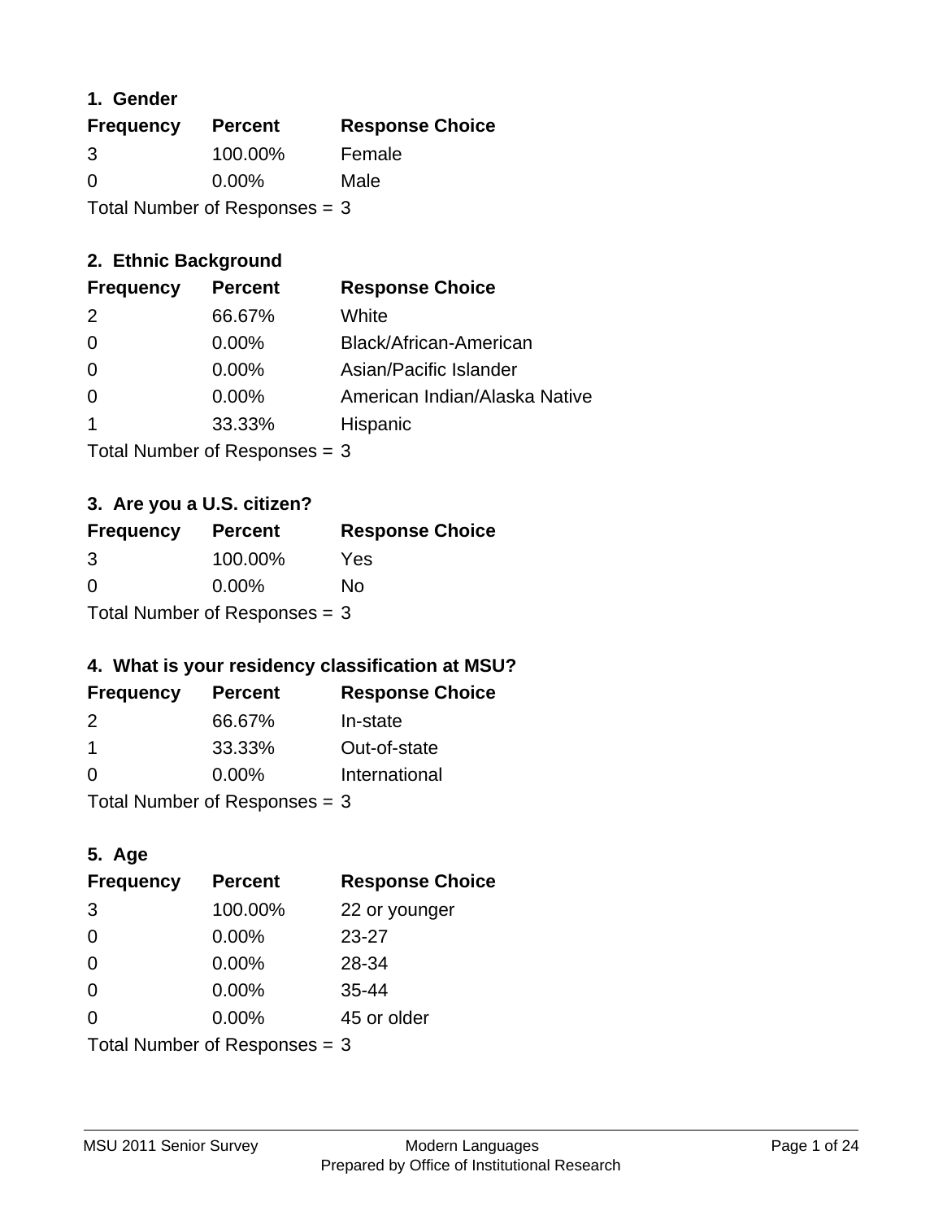## 1. Gender

| Frequency | Percent | Response Choice |
|---|---|---|
| 3 | 100.00% | Female |
| 0 | 0.00% | Male |

Total Number of Responses = 3

## 2. Ethnic Background

| Frequency | Percent | Response Choice |
|---|---|---|
| 2 | 66.67% | White |
| 0 | 0.00% | Black/African-American |
| 0 | 0.00% | Asian/Pacific Islander |
| 0 | 0.00% | American Indian/Alaska Native |
| 1 | 33.33% | Hispanic |

Total Number of Responses = 3

## 3. Are you a U.S. citizen?

| Frequency | Percent | Response Choice |
|---|---|---|
| 3 | 100.00% | Yes |
| 0 | 0.00% | No |

Total Number of Responses = 3

## 4. What is your residency classification at MSU?

| Frequency | Percent | Response Choice |
|---|---|---|
| 2 | 66.67% | In-state |
| 1 | 33.33% | Out-of-state |
| 0 | 0.00% | International |

Total Number of Responses = 3

## 5. Age

| Frequency | Percent | Response Choice |
|---|---|---|
| 3 | 100.00% | 22 or younger |
| 0 | 0.00% | 23-27 |
| 0 | 0.00% | 28-34 |
| 0 | 0.00% | 35-44 |
| 0 | 0.00% | 45 or older |

Total Number of Responses = 3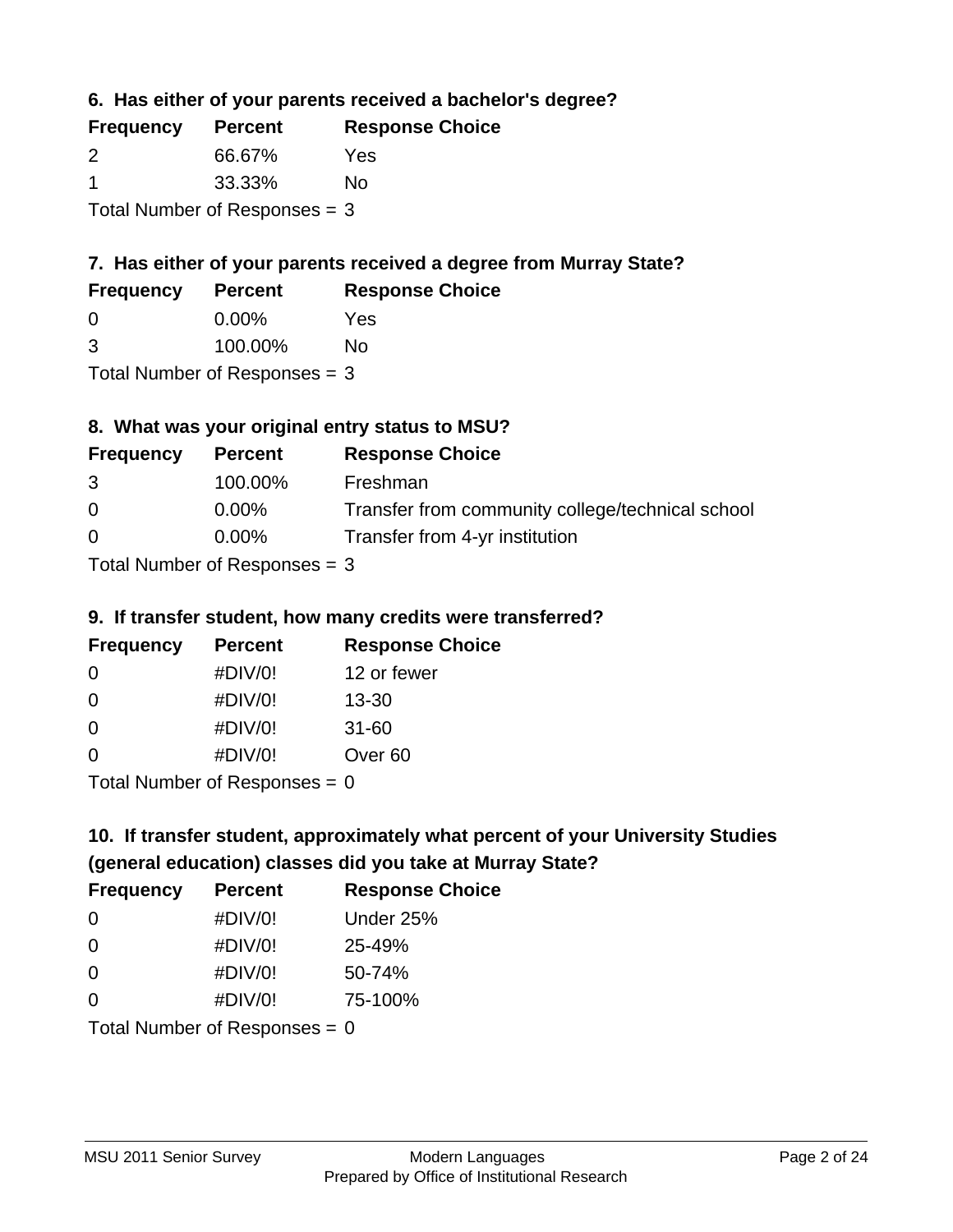### 6. Has either of your parents received a bachelor's degree?

| Frequency | Percent | Response Choice |
|---|---|---|
| 2 | 66.67% | Yes |
| 1 | 33.33% | No |

Total Number of Responses = 3

### 7. Has either of your parents received a degree from Murray State?

| Frequency | Percent | Response Choice |
|---|---|---|
| 0 | 0.00% | Yes |
| 3 | 100.00% | No |

Total Number of Responses = 3

### 8. What was your original entry status to MSU?

| Frequency | Percent | Response Choice |
|---|---|---|
| 3 | 100.00% | Freshman |
| 0 | 0.00% | Transfer from community college/technical school |
| 0 | 0.00% | Transfer from 4-yr institution |

Total Number of Responses = 3

### 9. If transfer student, how many credits were transferred?

| Frequency | Percent | Response Choice |
|---|---|---|
| 0 | #DIV/0! | 12 or fewer |
| 0 | #DIV/0! | 13-30 |
| 0 | #DIV/0! | 31-60 |
| 0 | #DIV/0! | Over 60 |

Total Number of Responses = 0

### 10. If transfer student, approximately what percent of your University Studies (general education) classes did you take at Murray State?

| Frequency | Percent | Response Choice |
|---|---|---|
| 0 | #DIV/0! | Under 25% |
| 0 | #DIV/0! | 25-49% |
| 0 | #DIV/0! | 50-74% |
| 0 | #DIV/0! | 75-100% |

Total Number of Responses = 0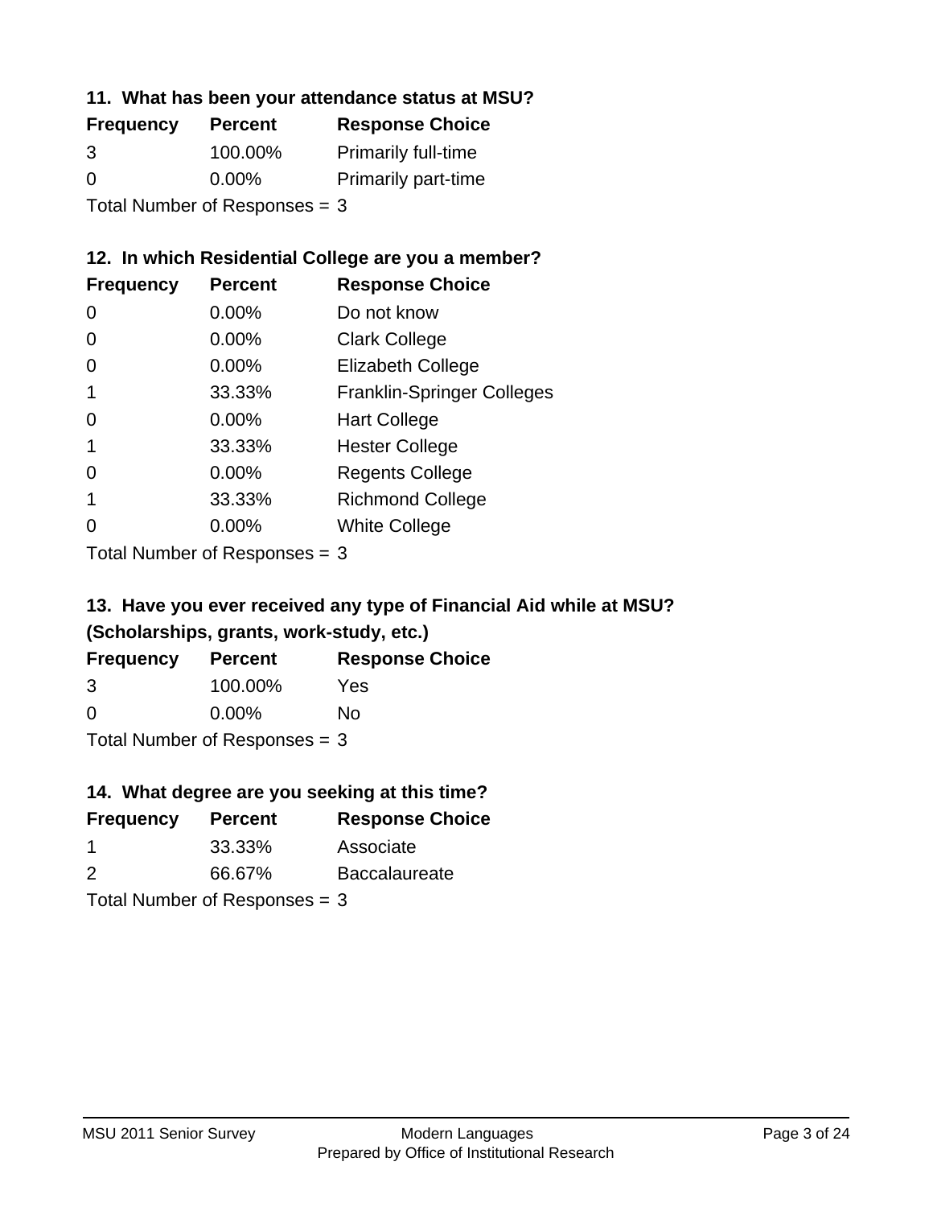### 11. What has been your attendance status at MSU?

| Frequency | Percent | Response Choice |
|---|---|---|
| 3 | 100.00% | Primarily full-time |
| 0 | 0.00% | Primarily part-time |

Total Number of Responses = 3

### 12. In which Residential College are you a member?

| Frequency | Percent | Response Choice |
|---|---|---|
| 0 | 0.00% | Do not know |
| 0 | 0.00% | Clark College |
| 0 | 0.00% | Elizabeth College |
| 1 | 33.33% | Franklin-Springer Colleges |
| 0 | 0.00% | Hart College |
| 1 | 33.33% | Hester College |
| 0 | 0.00% | Regents College |
| 1 | 33.33% | Richmond College |
| 0 | 0.00% | White College |

Total Number of Responses = 3

### 13. Have you ever received any type of Financial Aid while at MSU? (Scholarships, grants, work-study, etc.)

| Frequency | Percent | Response Choice |
|---|---|---|
| 3 | 100.00% | Yes |
| 0 | 0.00% | No |

Total Number of Responses = 3

### 14. What degree are you seeking at this time?

| Frequency | Percent | Response Choice |
|---|---|---|
| 1 | 33.33% | Associate |
| 2 | 66.67% | Baccalaureate |

Total Number of Responses = 3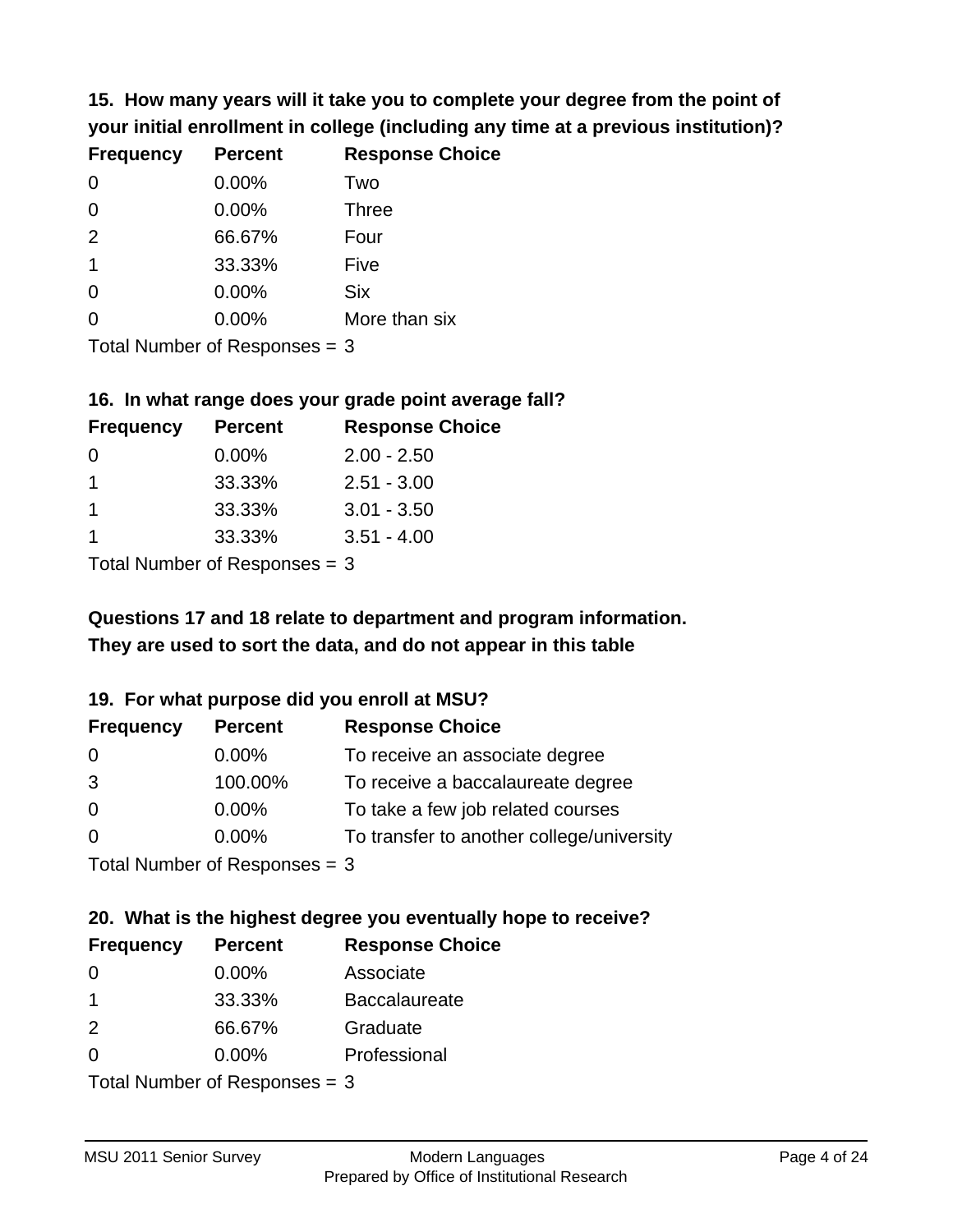**15. How many years will it take you to complete your degree from the point of your initial enrollment in college (including any time at a previous institution)?**

| Frequency | Percent | Response Choice |
|---|---|---|
| 0 | 0.00% | Two |
| 0 | 0.00% | Three |
| 2 | 66.67% | Four |
| 1 | 33.33% | Five |
| 0 | 0.00% | Six |
| 0 | 0.00% | More than six |

Total Number of Responses = 3

**16. In what range does your grade point average fall?**

| Frequency | Percent | Response Choice |
|---|---|---|
| 0 | 0.00% | 2.00 - 2.50 |
| 1 | 33.33% | 2.51 - 3.00 |
| 1 | 33.33% | 3.01 - 3.50 |
| 1 | 33.33% | 3.51 - 4.00 |

Total Number of Responses = 3

**Questions 17 and 18 relate to department and program information. They are used to sort the data, and do not appear in this table**

**19. For what purpose did you enroll at MSU?**

| Frequency | Percent | Response Choice |
|---|---|---|
| 0 | 0.00% | To receive an associate degree |
| 3 | 100.00% | To receive a baccalaureate degree |
| 0 | 0.00% | To take a few job related courses |
| 0 | 0.00% | To transfer to another college/university |

Total Number of Responses = 3

**20. What is the highest degree you eventually hope to receive?**

| Frequency | Percent | Response Choice |
|---|---|---|
| 0 | 0.00% | Associate |
| 1 | 33.33% | Baccalaureate |
| 2 | 66.67% | Graduate |
| 0 | 0.00% | Professional |

Total Number of Responses = 3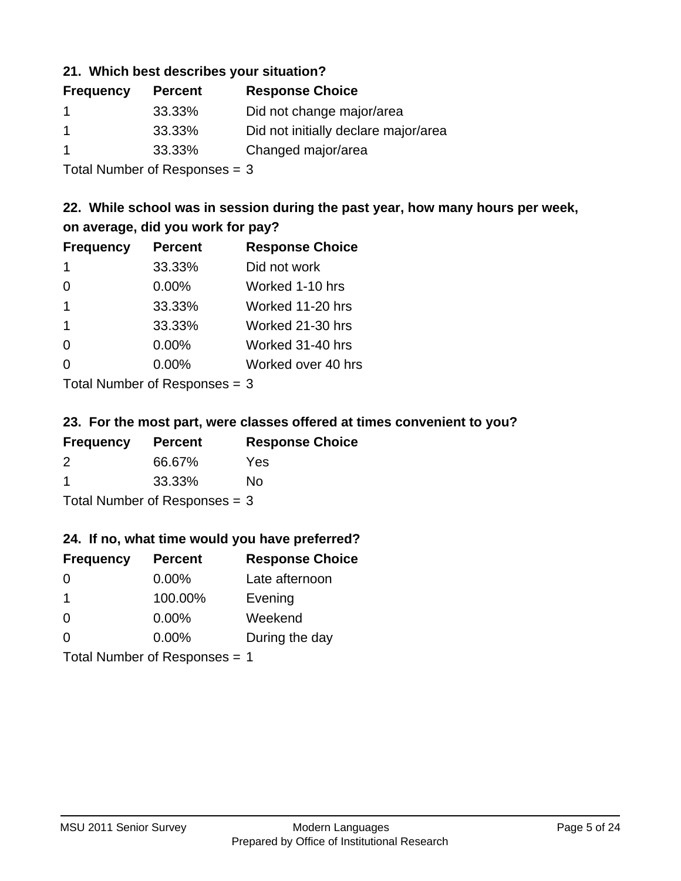### 21. Which best describes your situation?

| Frequency | Percent | Response Choice |
| --- | --- | --- |
| 1 | 33.33% | Did not change major/area |
| 1 | 33.33% | Did not initially declare major/area |
| 1 | 33.33% | Changed major/area |

Total Number of Responses = 3

### 22. While school was in session during the past year, how many hours per week, on average, did you work for pay?

| Frequency | Percent | Response Choice |
| --- | --- | --- |
| 1 | 33.33% | Did not work |
| 0 | 0.00% | Worked 1-10 hrs |
| 1 | 33.33% | Worked 11-20 hrs |
| 1 | 33.33% | Worked 21-30 hrs |
| 0 | 0.00% | Worked 31-40 hrs |
| 0 | 0.00% | Worked over 40 hrs |

Total Number of Responses = 3

### 23. For the most part, were classes offered at times convenient to you?

| Frequency | Percent | Response Choice |
| --- | --- | --- |
| 2 | 66.67% | Yes |
| 1 | 33.33% | No |

Total Number of Responses = 3

### 24. If no, what time would you have preferred?

| Frequency | Percent | Response Choice |
| --- | --- | --- |
| 0 | 0.00% | Late afternoon |
| 1 | 100.00% | Evening |
| 0 | 0.00% | Weekend |
| 0 | 0.00% | During the day |

Total Number of Responses = 1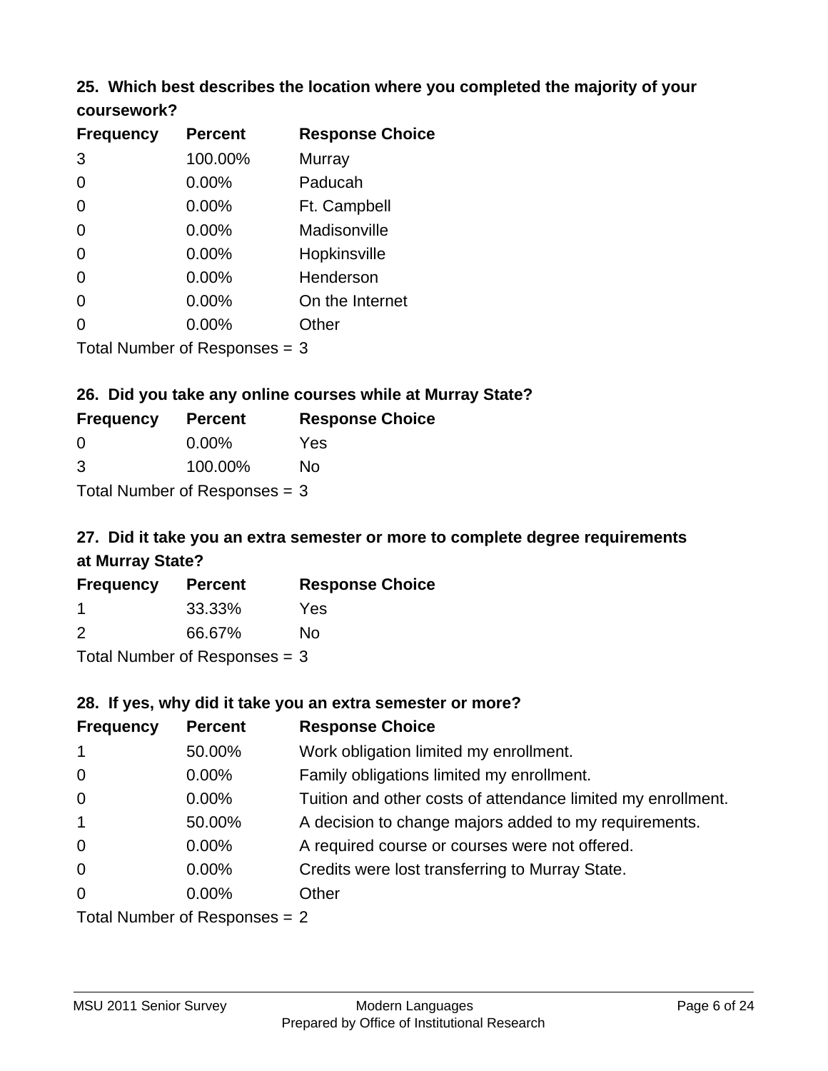### 25. Which best describes the location where you completed the majority of your coursework?

| Frequency | Percent | Response Choice |
|---|---|---|
| 3 | 100.00% | Murray |
| 0 | 0.00% | Paducah |
| 0 | 0.00% | Ft. Campbell |
| 0 | 0.00% | Madisonville |
| 0 | 0.00% | Hopkinsville |
| 0 | 0.00% | Henderson |
| 0 | 0.00% | On the Internet |
| 0 | 0.00% | Other |

Total Number of Responses = 3

### 26. Did you take any online courses while at Murray State?

| Frequency | Percent | Response Choice |
|---|---|---|
| 0 | 0.00% | Yes |
| 3 | 100.00% | No |

Total Number of Responses = 3

### 27. Did it take you an extra semester or more to complete degree requirements at Murray State?

| Frequency | Percent | Response Choice |
|---|---|---|
| 1 | 33.33% | Yes |
| 2 | 66.67% | No |

Total Number of Responses = 3

### 28. If yes, why did it take you an extra semester or more?

| Frequency | Percent | Response Choice |
|---|---|---|
| 1 | 50.00% | Work obligation limited my enrollment. |
| 0 | 0.00% | Family obligations limited my enrollment. |
| 0 | 0.00% | Tuition and other costs of attendance limited my enrollment. |
| 1 | 50.00% | A decision to change majors added to my requirements. |
| 0 | 0.00% | A required course or courses were not offered. |
| 0 | 0.00% | Credits were lost transferring to Murray State. |
| 0 | 0.00% | Other |

Total Number of Responses = 2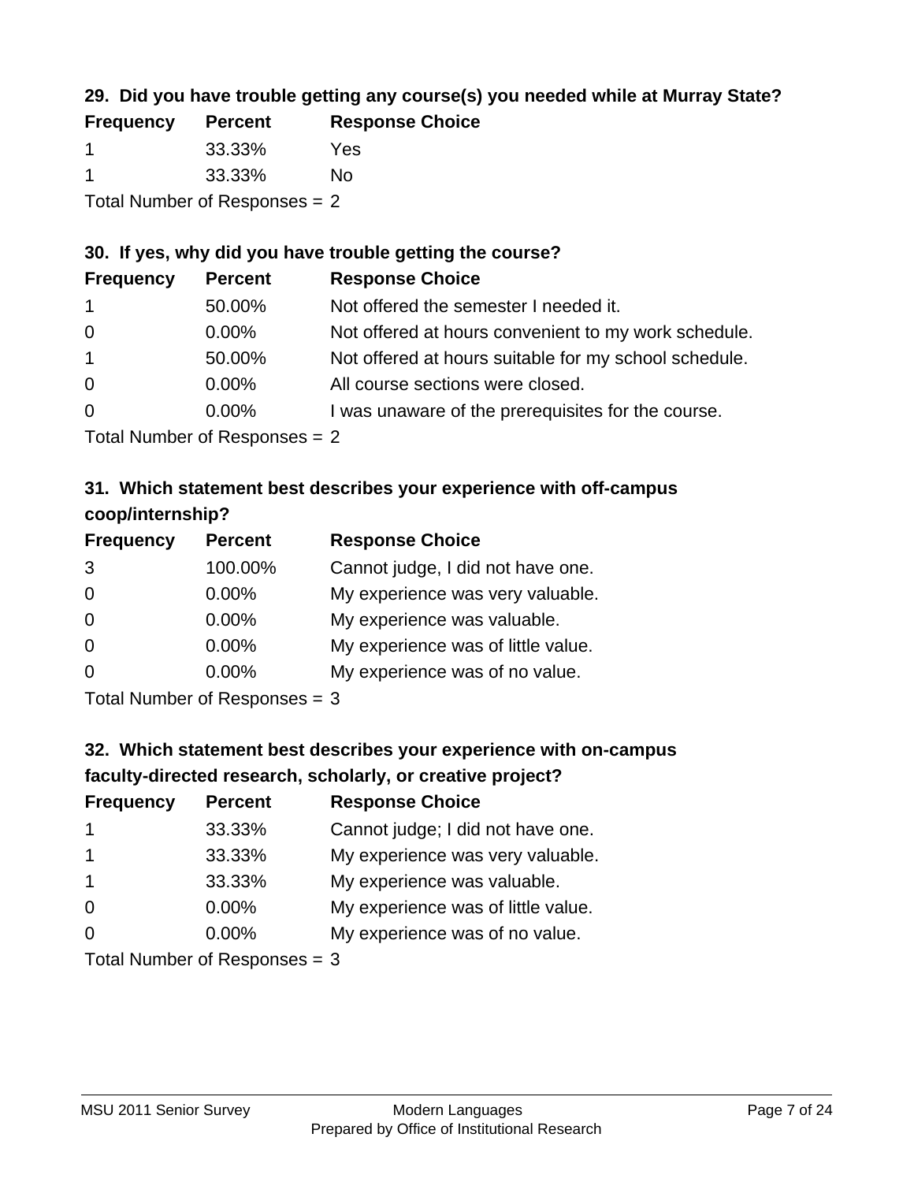### 29. Did you have trouble getting any course(s) you needed while at Murray State?

| Frequency | Percent | Response Choice |
| --- | --- | --- |
| 1 | 33.33% | Yes |
| 1 | 33.33% | No |

Total Number of Responses = 2

### 30. If yes, why did you have trouble getting the course?

| Frequency | Percent | Response Choice |
| --- | --- | --- |
| 1 | 50.00% | Not offered the semester I needed it. |
| 0 | 0.00% | Not offered at hours convenient to my work schedule. |
| 1 | 50.00% | Not offered at hours suitable for my school schedule. |
| 0 | 0.00% | All course sections were closed. |
| 0 | 0.00% | I was unaware of the prerequisites for the course. |

Total Number of Responses = 2

### 31. Which statement best describes your experience with off-campus coop/internship?

| Frequency | Percent | Response Choice |
| --- | --- | --- |
| 3 | 100.00% | Cannot judge, I did not have one. |
| 0 | 0.00% | My experience was very valuable. |
| 0 | 0.00% | My experience was valuable. |
| 0 | 0.00% | My experience was of little value. |
| 0 | 0.00% | My experience was of no value. |

Total Number of Responses = 3

### 32. Which statement best describes your experience with on-campus faculty-directed research, scholarly, or creative project?

| Frequency | Percent | Response Choice |
| --- | --- | --- |
| 1 | 33.33% | Cannot judge; I did not have one. |
| 1 | 33.33% | My experience was very valuable. |
| 1 | 33.33% | My experience was valuable. |
| 0 | 0.00% | My experience was of little value. |
| 0 | 0.00% | My experience was of no value. |

Total Number of Responses = 3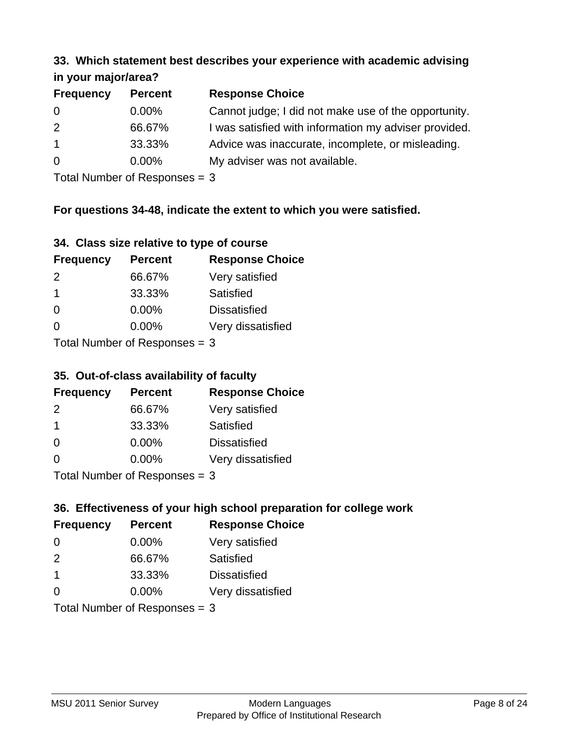### 33. Which statement best describes your experience with academic advising in your major/area?

| Frequency | Percent | Response Choice |
|---|---|---|
| 0 | 0.00% | Cannot judge; I did not make use of the opportunity. |
| 2 | 66.67% | I was satisfied with information my adviser provided. |
| 1 | 33.33% | Advice was inaccurate, incomplete, or misleading. |
| 0 | 0.00% | My adviser was not available. |

Total Number of Responses = 3

**For questions 34-48, indicate the extent to which you were satisfied.**

### 34. Class size relative to type of course

| Frequency | Percent | Response Choice |
|---|---|---|
| 2 | 66.67% | Very satisfied |
| 1 | 33.33% | Satisfied |
| 0 | 0.00% | Dissatisfied |
| 0 | 0.00% | Very dissatisfied |

Total Number of Responses = 3

### 35. Out-of-class availability of faculty

| Frequency | Percent | Response Choice |
|---|---|---|
| 2 | 66.67% | Very satisfied |
| 1 | 33.33% | Satisfied |
| 0 | 0.00% | Dissatisfied |
| 0 | 0.00% | Very dissatisfied |

Total Number of Responses = 3

### 36. Effectiveness of your high school preparation for college work

| Frequency | Percent | Response Choice |
|---|---|---|
| 0 | 0.00% | Very satisfied |
| 2 | 66.67% | Satisfied |
| 1 | 33.33% | Dissatisfied |
| 0 | 0.00% | Very dissatisfied |

Total Number of Responses = 3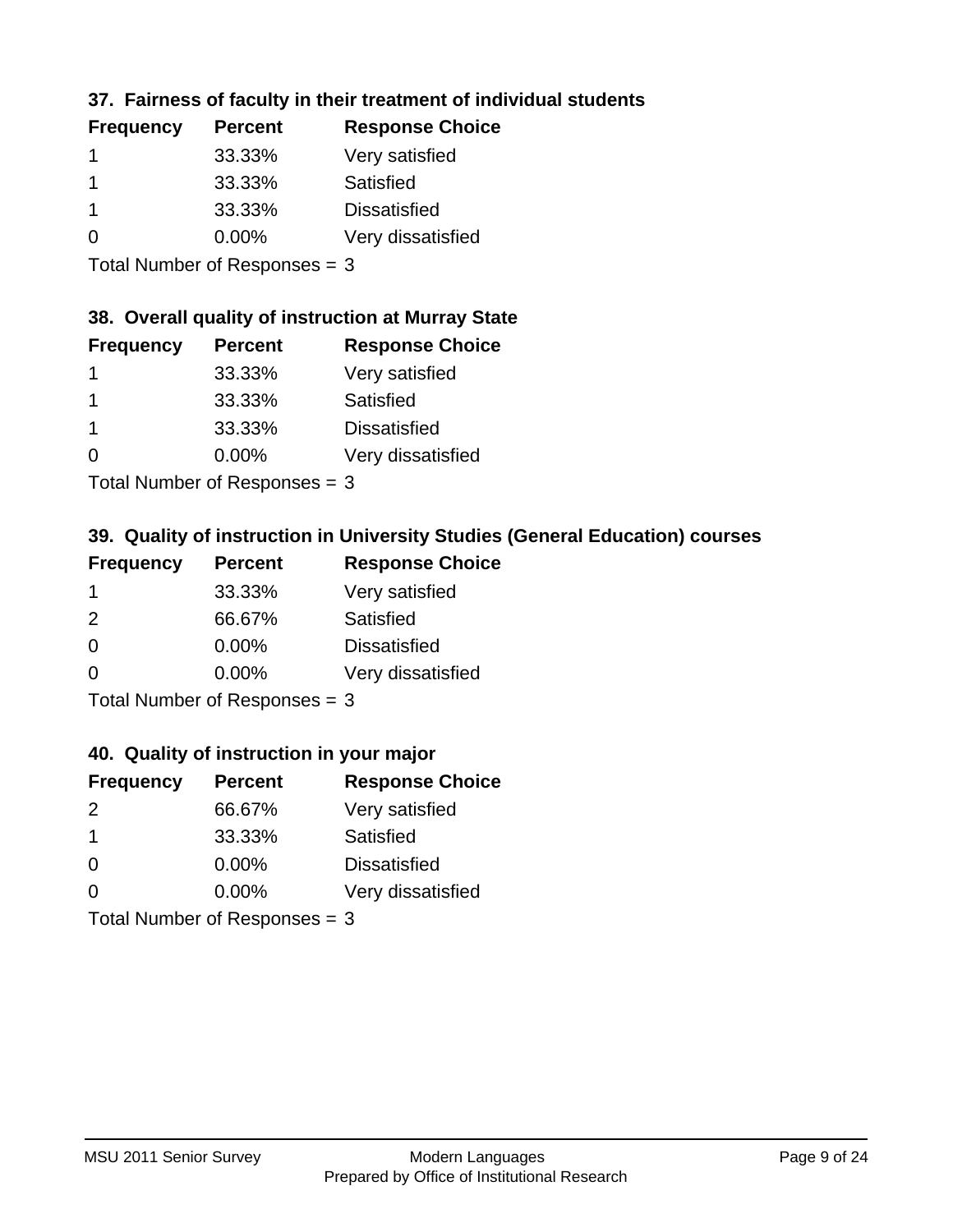### 37. Fairness of faculty in their treatment of individual students

| Frequency | Percent | Response Choice |
| --- | --- | --- |
| 1 | 33.33% | Very satisfied |
| 1 | 33.33% | Satisfied |
| 1 | 33.33% | Dissatisfied |
| 0 | 0.00% | Very dissatisfied |

Total Number of Responses = 3

### 38. Overall quality of instruction at Murray State

| Frequency | Percent | Response Choice |
| --- | --- | --- |
| 1 | 33.33% | Very satisfied |
| 1 | 33.33% | Satisfied |
| 1 | 33.33% | Dissatisfied |
| 0 | 0.00% | Very dissatisfied |

Total Number of Responses = 3

### 39. Quality of instruction in University Studies (General Education) courses

| Frequency | Percent | Response Choice |
| --- | --- | --- |
| 1 | 33.33% | Very satisfied |
| 2 | 66.67% | Satisfied |
| 0 | 0.00% | Dissatisfied |
| 0 | 0.00% | Very dissatisfied |

Total Number of Responses = 3

### 40. Quality of instruction in your major

| Frequency | Percent | Response Choice |
| --- | --- | --- |
| 2 | 66.67% | Very satisfied |
| 1 | 33.33% | Satisfied |
| 0 | 0.00% | Dissatisfied |
| 0 | 0.00% | Very dissatisfied |

Total Number of Responses = 3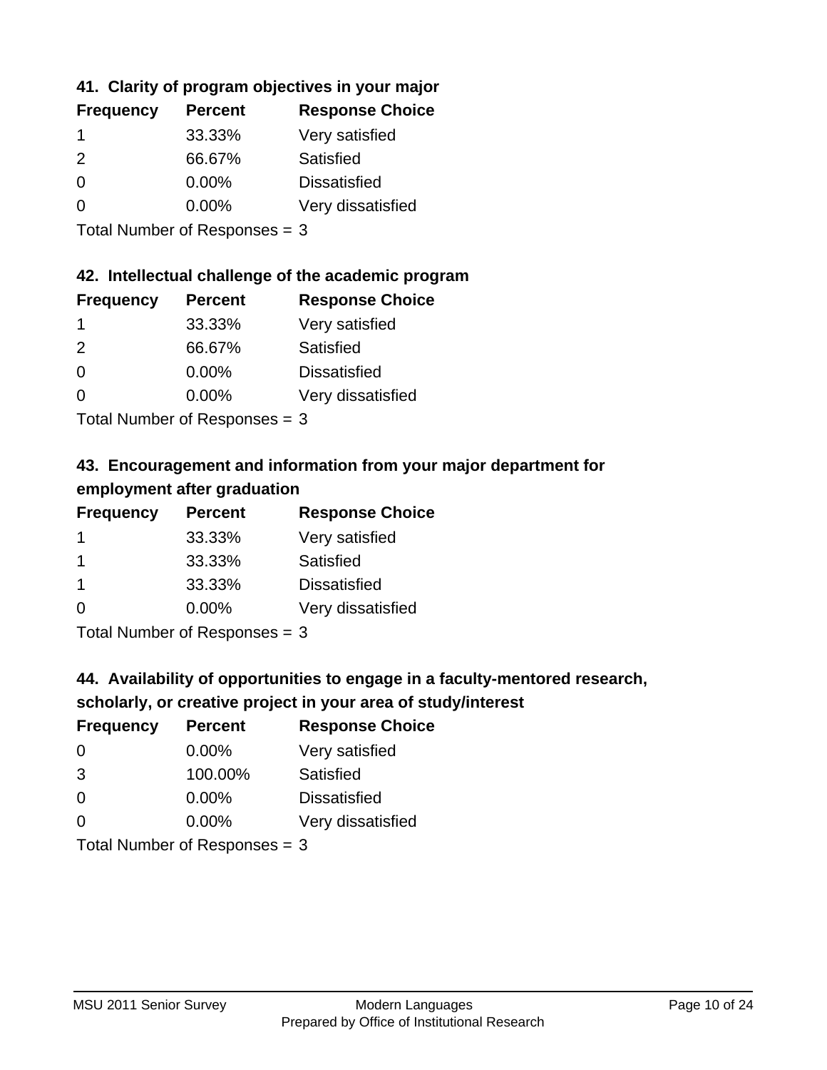### 41. Clarity of program objectives in your major

| Frequency | Percent | Response Choice |
|---|---|---|
| 1 | 33.33% | Very satisfied |
| 2 | 66.67% | Satisfied |
| 0 | 0.00% | Dissatisfied |
| 0 | 0.00% | Very dissatisfied |

Total Number of Responses = 3

### 42. Intellectual challenge of the academic program

| Frequency | Percent | Response Choice |
|---|---|---|
| 1 | 33.33% | Very satisfied |
| 2 | 66.67% | Satisfied |
| 0 | 0.00% | Dissatisfied |
| 0 | 0.00% | Very dissatisfied |

Total Number of Responses = 3

### 43. Encouragement and information from your major department for employment after graduation

| Frequency | Percent | Response Choice |
|---|---|---|
| 1 | 33.33% | Very satisfied |
| 1 | 33.33% | Satisfied |
| 1 | 33.33% | Dissatisfied |
| 0 | 0.00% | Very dissatisfied |

Total Number of Responses = 3

### 44. Availability of opportunities to engage in a faculty-mentored research, scholarly, or creative project in your area of study/interest

| Frequency | Percent | Response Choice |
|---|---|---|
| 0 | 0.00% | Very satisfied |
| 3 | 100.00% | Satisfied |
| 0 | 0.00% | Dissatisfied |
| 0 | 0.00% | Very dissatisfied |

Total Number of Responses = 3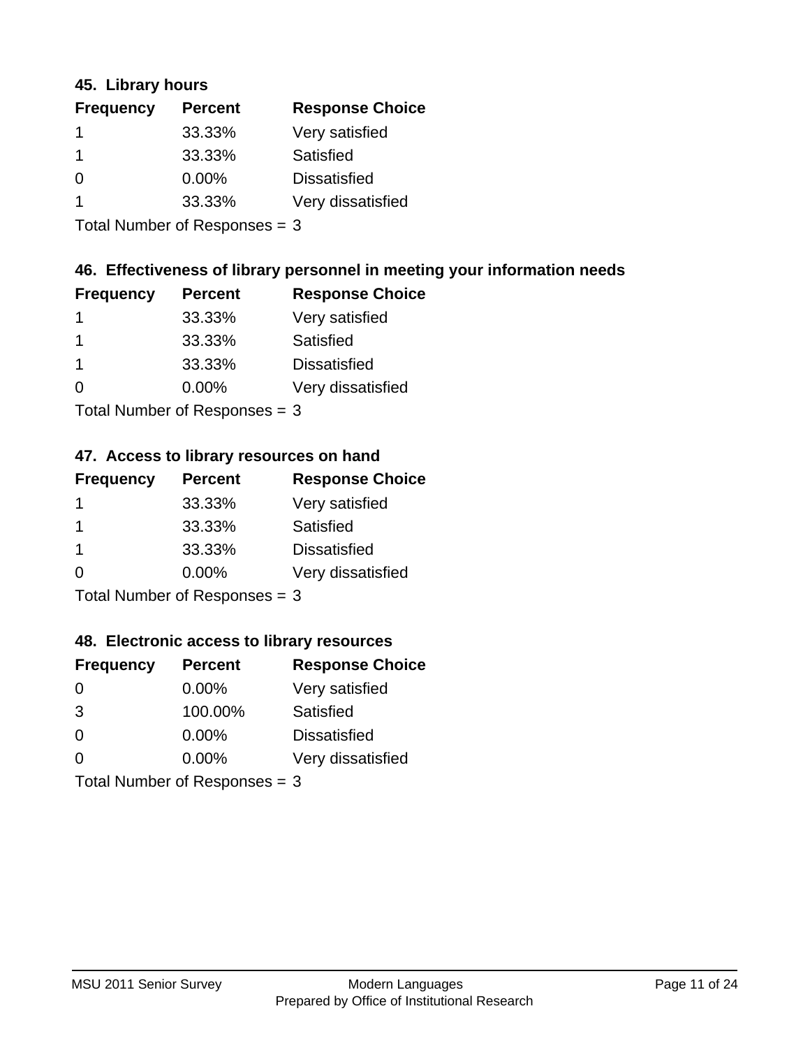### 45. Library hours

| Frequency | Percent | Response Choice |
| --- | --- | --- |
| 1 | 33.33% | Very satisfied |
| 1 | 33.33% | Satisfied |
| 0 | 0.00% | Dissatisfied |
| 1 | 33.33% | Very dissatisfied |

Total Number of Responses = 3

### 46. Effectiveness of library personnel in meeting your information needs

| Frequency | Percent | Response Choice |
| --- | --- | --- |
| 1 | 33.33% | Very satisfied |
| 1 | 33.33% | Satisfied |
| 1 | 33.33% | Dissatisfied |
| 0 | 0.00% | Very dissatisfied |

Total Number of Responses = 3

### 47. Access to library resources on hand

| Frequency | Percent | Response Choice |
| --- | --- | --- |
| 1 | 33.33% | Very satisfied |
| 1 | 33.33% | Satisfied |
| 1 | 33.33% | Dissatisfied |
| 0 | 0.00% | Very dissatisfied |

Total Number of Responses = 3

### 48. Electronic access to library resources

| Frequency | Percent | Response Choice |
| --- | --- | --- |
| 0 | 0.00% | Very satisfied |
| 3 | 100.00% | Satisfied |
| 0 | 0.00% | Dissatisfied |
| 0 | 0.00% | Very dissatisfied |

Total Number of Responses = 3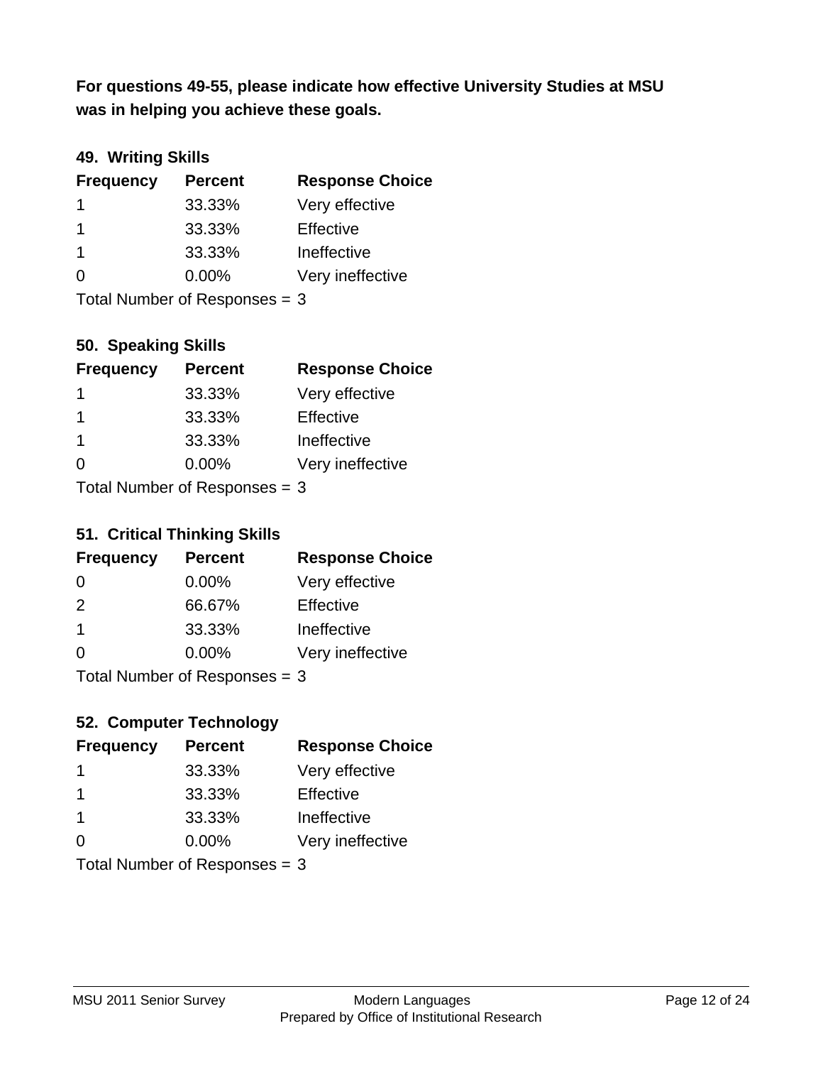**For questions 49-55, please indicate how effective University Studies at MSU was in helping you achieve these goals.**

### 49. Writing Skills

| Frequency | Percent | Response Choice |
|---|---|---|
| 1 | 33.33% | Very effective |
| 1 | 33.33% | Effective |
| 1 | 33.33% | Ineffective |
| 0 | 0.00% | Very ineffective |

Total Number of Responses = 3

### 50. Speaking Skills

| Frequency | Percent | Response Choice |
|---|---|---|
| 1 | 33.33% | Very effective |
| 1 | 33.33% | Effective |
| 1 | 33.33% | Ineffective |
| 0 | 0.00% | Very ineffective |

Total Number of Responses = 3

### 51. Critical Thinking Skills

| Frequency | Percent | Response Choice |
|---|---|---|
| 0 | 0.00% | Very effective |
| 2 | 66.67% | Effective |
| 1 | 33.33% | Ineffective |
| 0 | 0.00% | Very ineffective |

Total Number of Responses = 3

### 52. Computer Technology

| Frequency | Percent | Response Choice |
|---|---|---|
| 1 | 33.33% | Very effective |
| 1 | 33.33% | Effective |
| 1 | 33.33% | Ineffective |
| 0 | 0.00% | Very ineffective |

Total Number of Responses = 3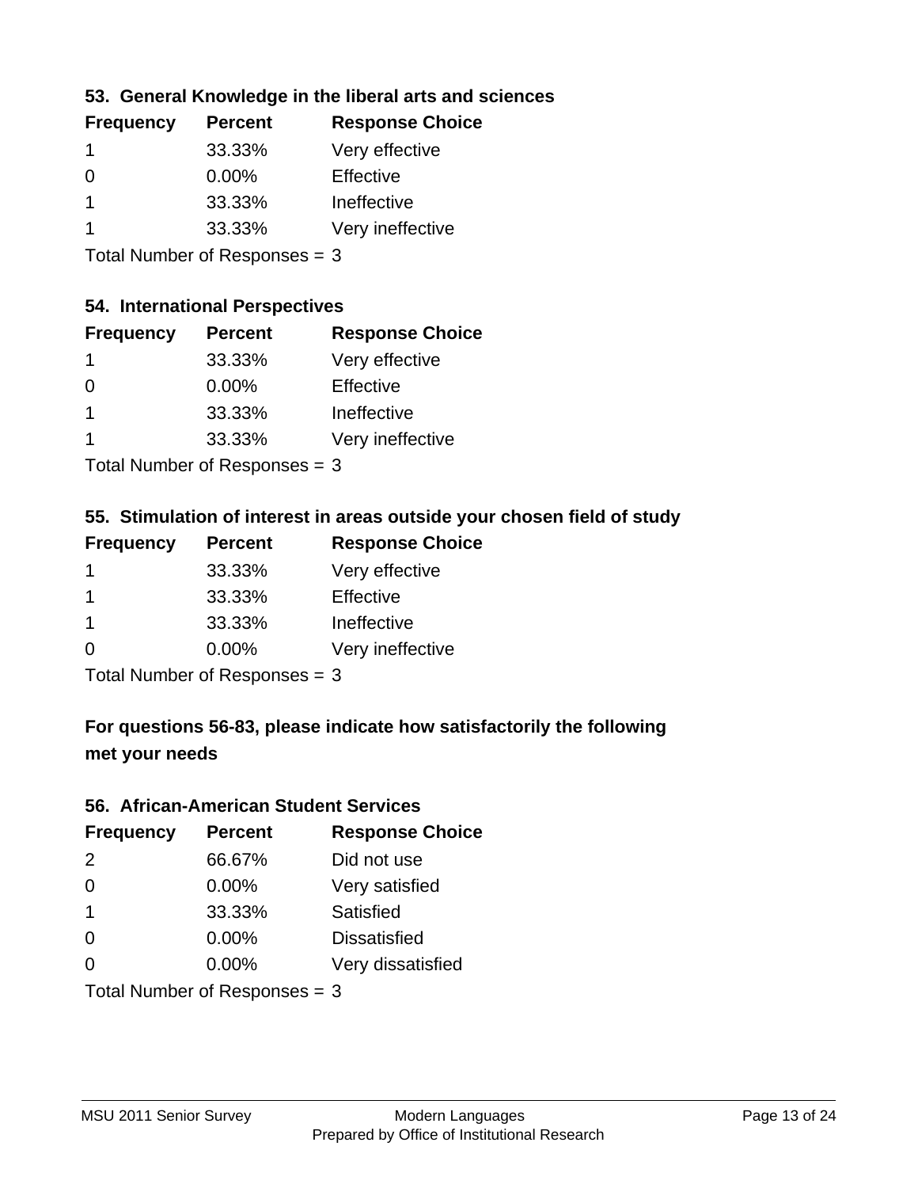### 53. General Knowledge in the liberal arts and sciences

| Frequency | Percent | Response Choice |
|---|---|---|
| 1 | 33.33% | Very effective |
| 0 | 0.00% | Effective |
| 1 | 33.33% | Ineffective |
| 1 | 33.33% | Very ineffective |

Total Number of Responses = 3

### 54. International Perspectives

| Frequency | Percent | Response Choice |
|---|---|---|
| 1 | 33.33% | Very effective |
| 0 | 0.00% | Effective |
| 1 | 33.33% | Ineffective |
| 1 | 33.33% | Very ineffective |

Total Number of Responses = 3

### 55. Stimulation of interest in areas outside your chosen field of study

| Frequency | Percent | Response Choice |
|---|---|---|
| 1 | 33.33% | Very effective |
| 1 | 33.33% | Effective |
| 1 | 33.33% | Ineffective |
| 0 | 0.00% | Very ineffective |

Total Number of Responses = 3

### For questions 56-83, please indicate how satisfactorily the following met your needs

### 56. African-American Student Services

| Frequency | Percent | Response Choice |
|---|---|---|
| 2 | 66.67% | Did not use |
| 0 | 0.00% | Very satisfied |
| 1 | 33.33% | Satisfied |
| 0 | 0.00% | Dissatisfied |
| 0 | 0.00% | Very dissatisfied |

Total Number of Responses = 3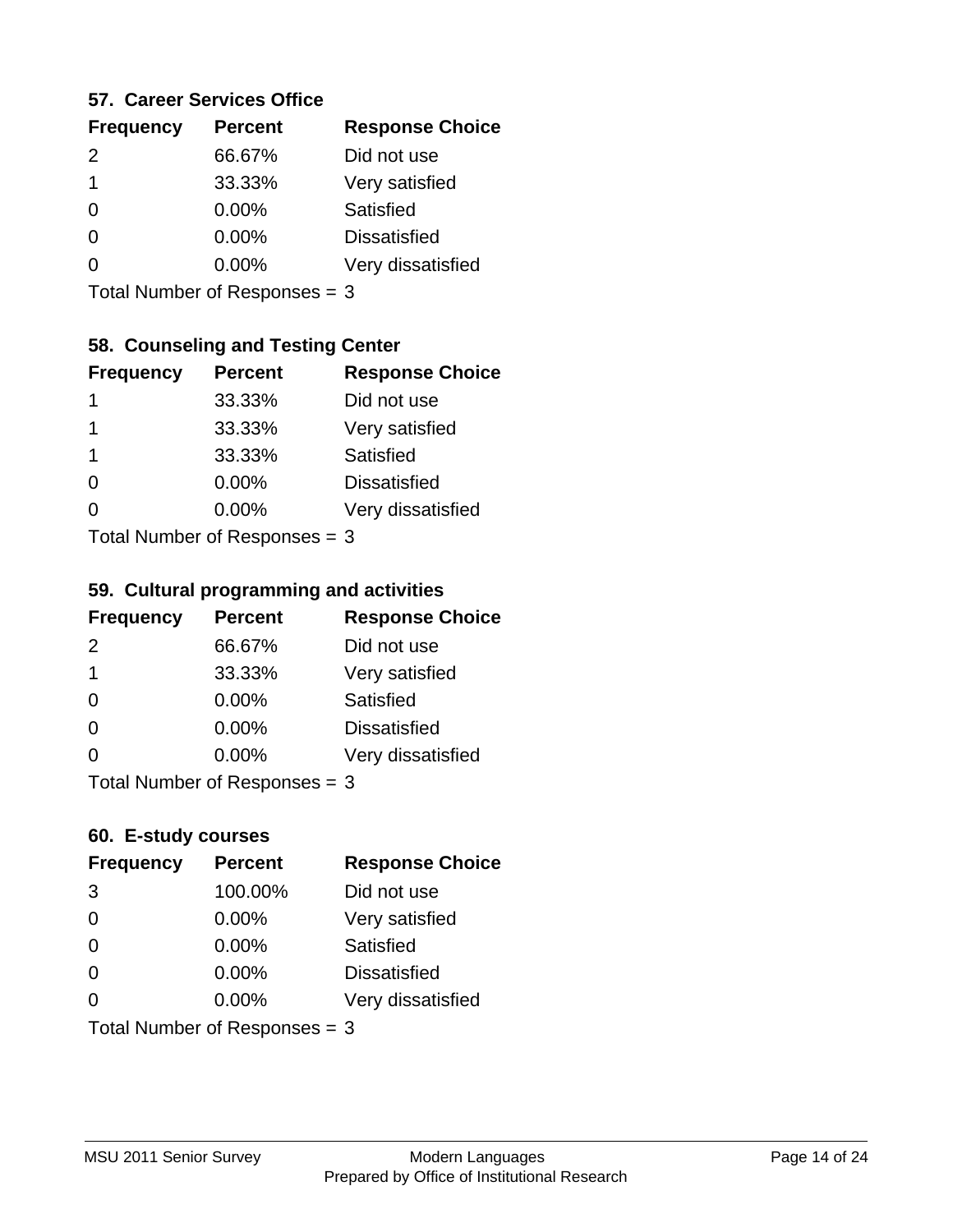### 57. Career Services Office

| Frequency | Percent | Response Choice |
|---|---|---|
| 2 | 66.67% | Did not use |
| 1 | 33.33% | Very satisfied |
| 0 | 0.00% | Satisfied |
| 0 | 0.00% | Dissatisfied |
| 0 | 0.00% | Very dissatisfied |

Total Number of Responses = 3

### 58. Counseling and Testing Center

| Frequency | Percent | Response Choice |
|---|---|---|
| 1 | 33.33% | Did not use |
| 1 | 33.33% | Very satisfied |
| 1 | 33.33% | Satisfied |
| 0 | 0.00% | Dissatisfied |
| 0 | 0.00% | Very dissatisfied |

Total Number of Responses = 3

### 59. Cultural programming and activities

| Frequency | Percent | Response Choice |
|---|---|---|
| 2 | 66.67% | Did not use |
| 1 | 33.33% | Very satisfied |
| 0 | 0.00% | Satisfied |
| 0 | 0.00% | Dissatisfied |
| 0 | 0.00% | Very dissatisfied |

Total Number of Responses = 3

### 60. E-study courses

| Frequency | Percent | Response Choice |
|---|---|---|
| 3 | 100.00% | Did not use |
| 0 | 0.00% | Very satisfied |
| 0 | 0.00% | Satisfied |
| 0 | 0.00% | Dissatisfied |
| 0 | 0.00% | Very dissatisfied |

Total Number of Responses = 3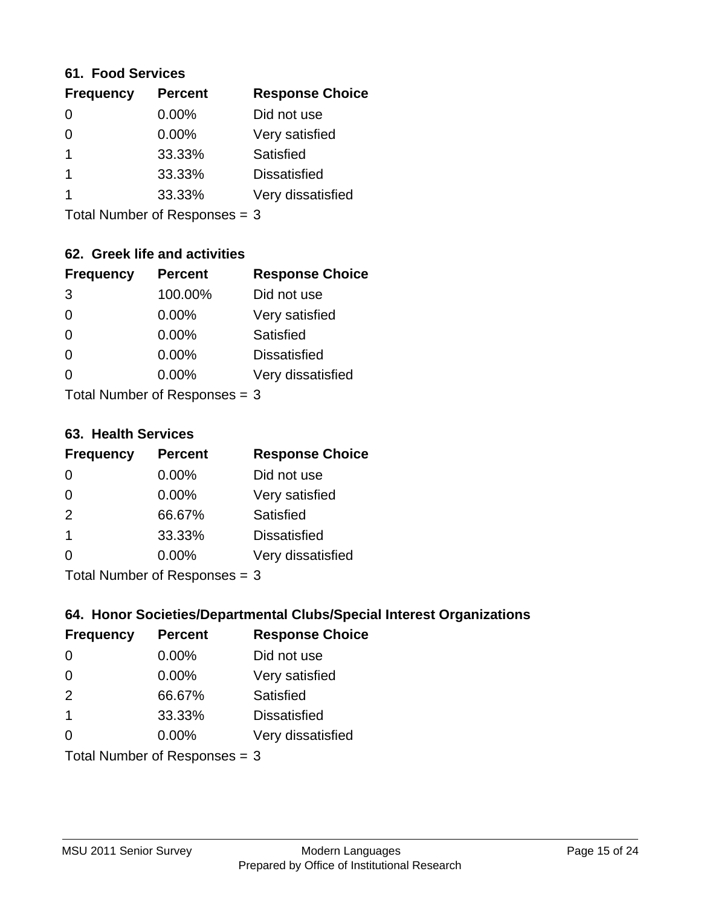### 61. Food Services

| Frequency | Percent | Response Choice |
| --- | --- | --- |
| 0 | 0.00% | Did not use |
| 0 | 0.00% | Very satisfied |
| 1 | 33.33% | Satisfied |
| 1 | 33.33% | Dissatisfied |
| 1 | 33.33% | Very dissatisfied |

Total Number of Responses = 3

### 62. Greek life and activities

| Frequency | Percent | Response Choice |
| --- | --- | --- |
| 3 | 100.00% | Did not use |
| 0 | 0.00% | Very satisfied |
| 0 | 0.00% | Satisfied |
| 0 | 0.00% | Dissatisfied |
| 0 | 0.00% | Very dissatisfied |

Total Number of Responses = 3

### 63. Health Services

| Frequency | Percent | Response Choice |
| --- | --- | --- |
| 0 | 0.00% | Did not use |
| 0 | 0.00% | Very satisfied |
| 2 | 66.67% | Satisfied |
| 1 | 33.33% | Dissatisfied |
| 0 | 0.00% | Very dissatisfied |

Total Number of Responses = 3

### 64. Honor Societies/Departmental Clubs/Special Interest Organizations

| Frequency | Percent | Response Choice |
| --- | --- | --- |
| 0 | 0.00% | Did not use |
| 0 | 0.00% | Very satisfied |
| 2 | 66.67% | Satisfied |
| 1 | 33.33% | Dissatisfied |
| 0 | 0.00% | Very dissatisfied |

Total Number of Responses = 3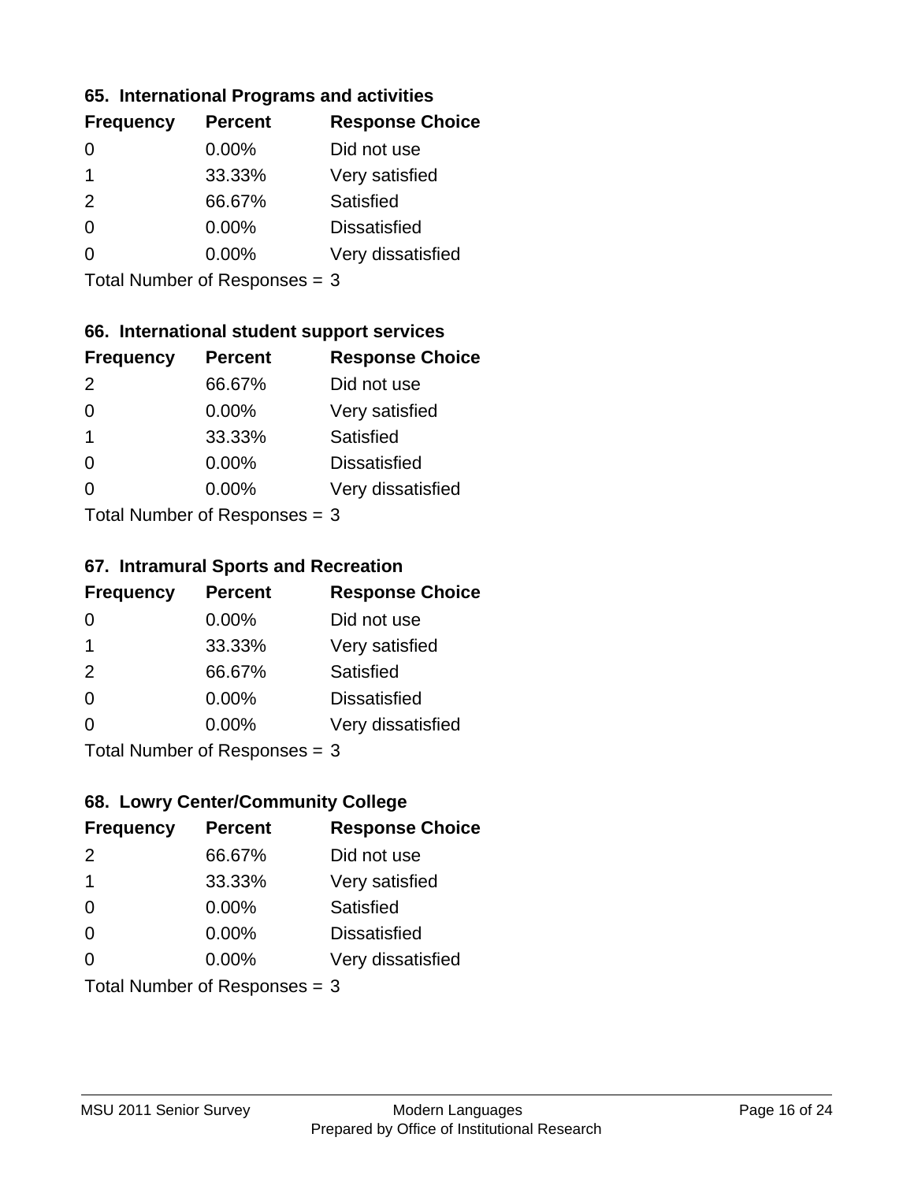### 65. International Programs and activities

| Frequency | Percent | Response Choice |
| --- | --- | --- |
| 0 | 0.00% | Did not use |
| 1 | 33.33% | Very satisfied |
| 2 | 66.67% | Satisfied |
| 0 | 0.00% | Dissatisfied |
| 0 | 0.00% | Very dissatisfied |

Total Number of Responses = 3

### 66. International student support services

| Frequency | Percent | Response Choice |
| --- | --- | --- |
| 2 | 66.67% | Did not use |
| 0 | 0.00% | Very satisfied |
| 1 | 33.33% | Satisfied |
| 0 | 0.00% | Dissatisfied |
| 0 | 0.00% | Very dissatisfied |

Total Number of Responses = 3

### 67. Intramural Sports and Recreation

| Frequency | Percent | Response Choice |
| --- | --- | --- |
| 0 | 0.00% | Did not use |
| 1 | 33.33% | Very satisfied |
| 2 | 66.67% | Satisfied |
| 0 | 0.00% | Dissatisfied |
| 0 | 0.00% | Very dissatisfied |

Total Number of Responses = 3

### 68. Lowry Center/Community College

| Frequency | Percent | Response Choice |
| --- | --- | --- |
| 2 | 66.67% | Did not use |
| 1 | 33.33% | Very satisfied |
| 0 | 0.00% | Satisfied |
| 0 | 0.00% | Dissatisfied |
| 0 | 0.00% | Very dissatisfied |

Total Number of Responses = 3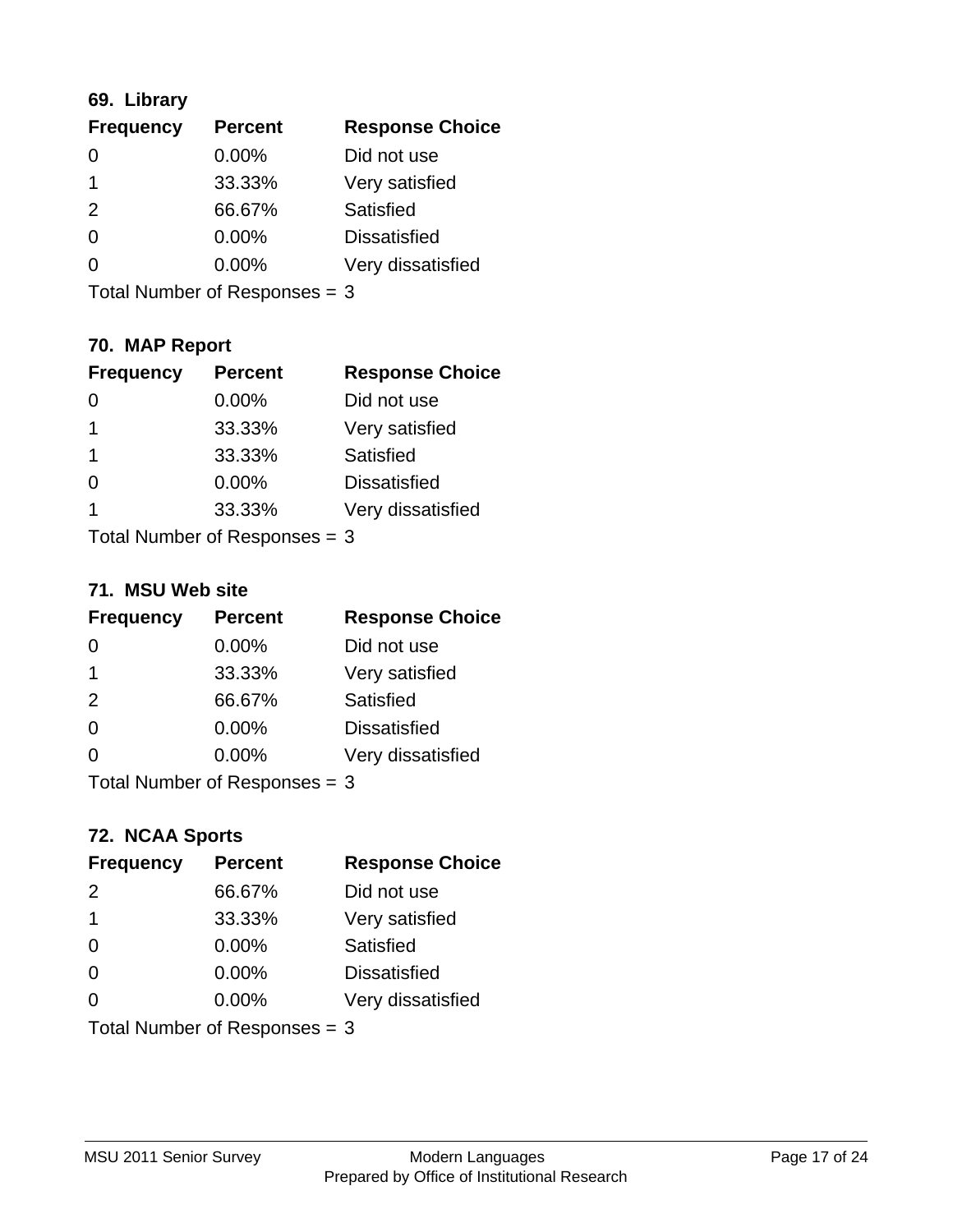### 69. Library

| Frequency | Percent | Response Choice |
| --- | --- | --- |
| 0 | 0.00% | Did not use |
| 1 | 33.33% | Very satisfied |
| 2 | 66.67% | Satisfied |
| 0 | 0.00% | Dissatisfied |
| 0 | 0.00% | Very dissatisfied |

Total Number of Responses = 3

### 70. MAP Report

| Frequency | Percent | Response Choice |
| --- | --- | --- |
| 0 | 0.00% | Did not use |
| 1 | 33.33% | Very satisfied |
| 1 | 33.33% | Satisfied |
| 0 | 0.00% | Dissatisfied |
| 1 | 33.33% | Very dissatisfied |

Total Number of Responses = 3

### 71. MSU Web site

| Frequency | Percent | Response Choice |
| --- | --- | --- |
| 0 | 0.00% | Did not use |
| 1 | 33.33% | Very satisfied |
| 2 | 66.67% | Satisfied |
| 0 | 0.00% | Dissatisfied |
| 0 | 0.00% | Very dissatisfied |

Total Number of Responses = 3

### 72. NCAA Sports

| Frequency | Percent | Response Choice |
| --- | --- | --- |
| 2 | 66.67% | Did not use |
| 1 | 33.33% | Very satisfied |
| 0 | 0.00% | Satisfied |
| 0 | 0.00% | Dissatisfied |
| 0 | 0.00% | Very dissatisfied |

Total Number of Responses = 3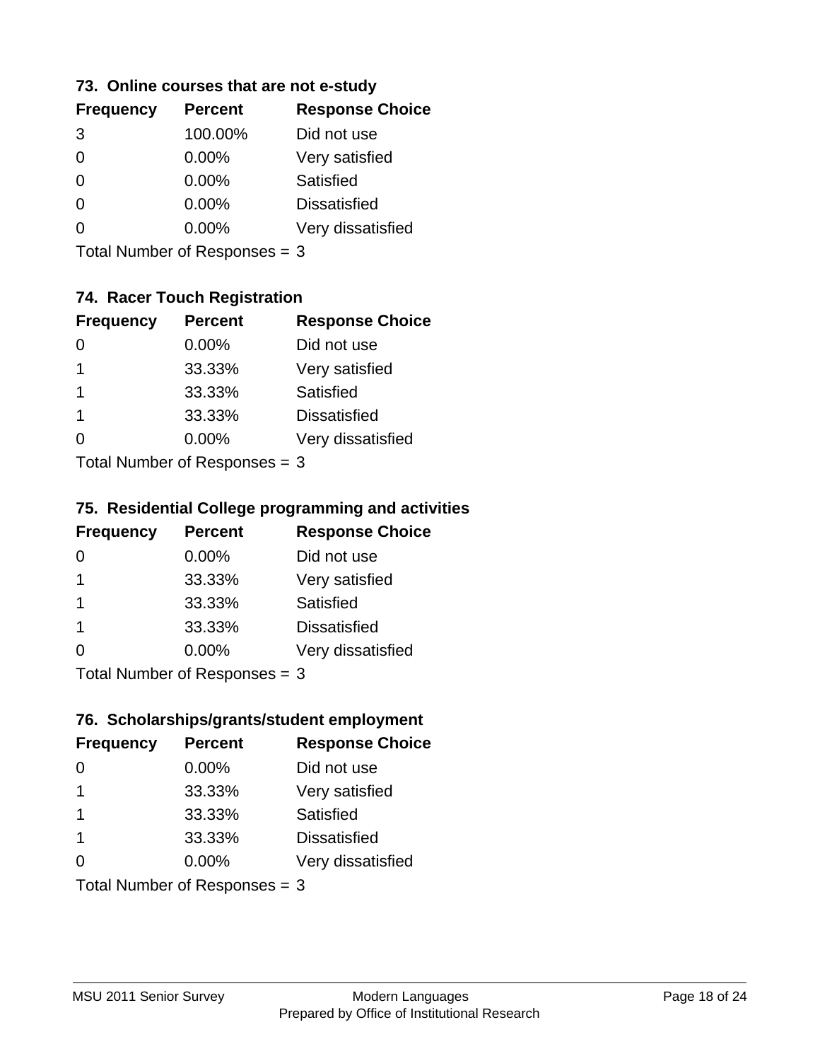### 73. Online courses that are not e-study

| Frequency | Percent | Response Choice |
|---|---|---|
| 3 | 100.00% | Did not use |
| 0 | 0.00% | Very satisfied |
| 0 | 0.00% | Satisfied |
| 0 | 0.00% | Dissatisfied |
| 0 | 0.00% | Very dissatisfied |

Total Number of Responses = 3

### 74. Racer Touch Registration

| Frequency | Percent | Response Choice |
|---|---|---|
| 0 | 0.00% | Did not use |
| 1 | 33.33% | Very satisfied |
| 1 | 33.33% | Satisfied |
| 1 | 33.33% | Dissatisfied |
| 0 | 0.00% | Very dissatisfied |

Total Number of Responses = 3

### 75. Residential College programming and activities

| Frequency | Percent | Response Choice |
|---|---|---|
| 0 | 0.00% | Did not use |
| 1 | 33.33% | Very satisfied |
| 1 | 33.33% | Satisfied |
| 1 | 33.33% | Dissatisfied |
| 0 | 0.00% | Very dissatisfied |

Total Number of Responses = 3

### 76. Scholarships/grants/student employment

| Frequency | Percent | Response Choice |
|---|---|---|
| 0 | 0.00% | Did not use |
| 1 | 33.33% | Very satisfied |
| 1 | 33.33% | Satisfied |
| 1 | 33.33% | Dissatisfied |
| 0 | 0.00% | Very dissatisfied |

Total Number of Responses = 3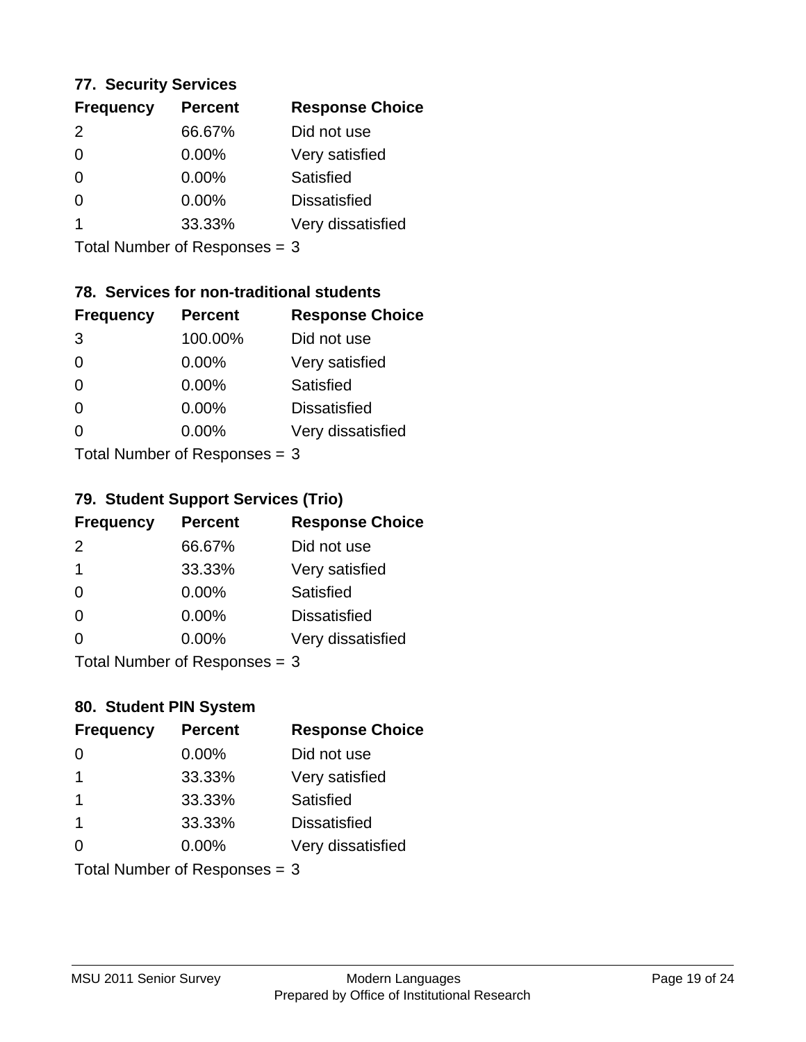### 77. Security Services

| Frequency | Percent | Response Choice |
|---|---|---|
| 2 | 66.67% | Did not use |
| 0 | 0.00% | Very satisfied |
| 0 | 0.00% | Satisfied |
| 0 | 0.00% | Dissatisfied |
| 1 | 33.33% | Very dissatisfied |

Total Number of Responses = 3

### 78. Services for non-traditional students

| Frequency | Percent | Response Choice |
|---|---|---|
| 3 | 100.00% | Did not use |
| 0 | 0.00% | Very satisfied |
| 0 | 0.00% | Satisfied |
| 0 | 0.00% | Dissatisfied |
| 0 | 0.00% | Very dissatisfied |

Total Number of Responses = 3

### 79. Student Support Services (Trio)

| Frequency | Percent | Response Choice |
|---|---|---|
| 2 | 66.67% | Did not use |
| 1 | 33.33% | Very satisfied |
| 0 | 0.00% | Satisfied |
| 0 | 0.00% | Dissatisfied |
| 0 | 0.00% | Very dissatisfied |

Total Number of Responses = 3

### 80. Student PIN System

| Frequency | Percent | Response Choice |
|---|---|---|
| 0 | 0.00% | Did not use |
| 1 | 33.33% | Very satisfied |
| 1 | 33.33% | Satisfied |
| 1 | 33.33% | Dissatisfied |
| 0 | 0.00% | Very dissatisfied |

Total Number of Responses = 3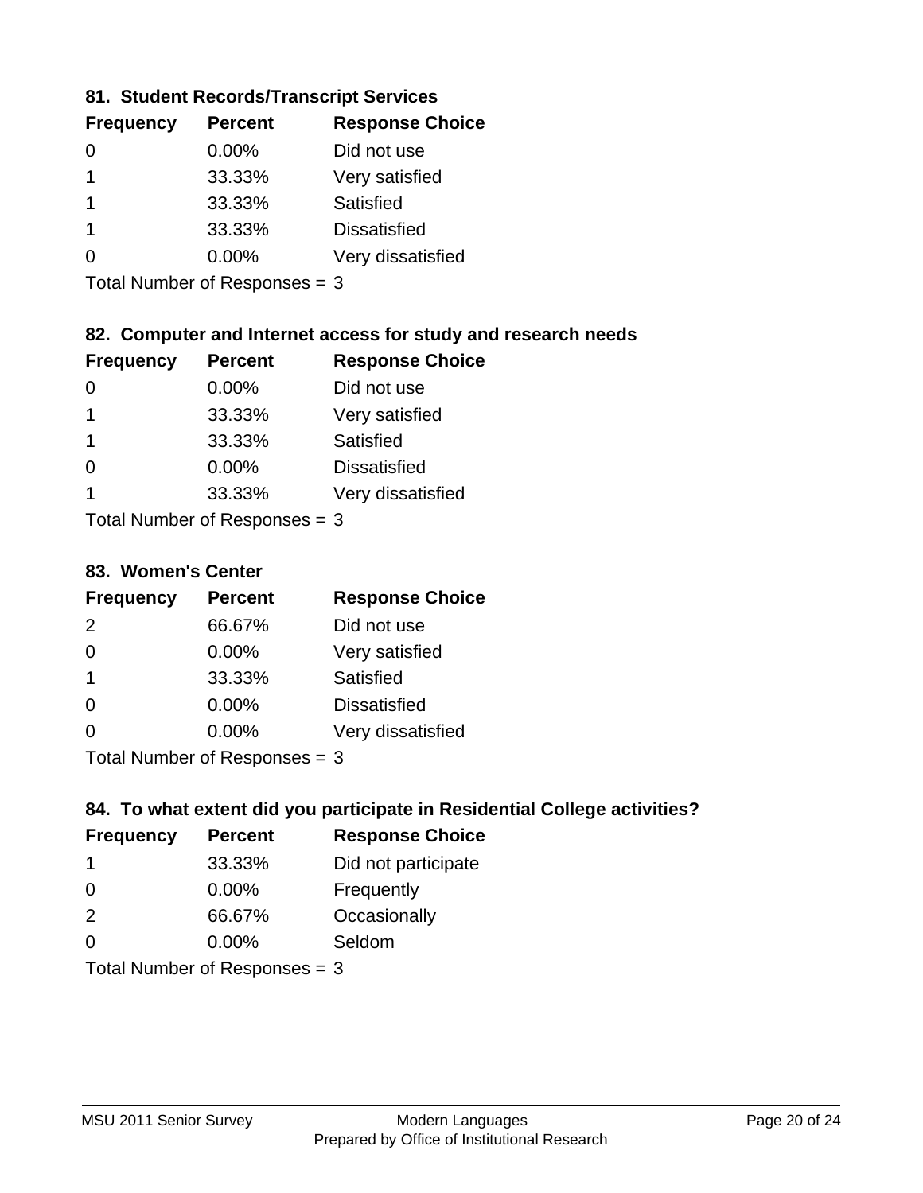### 81. Student Records/Transcript Services

| Frequency | Percent | Response Choice |
|---|---|---|
| 0 | 0.00% | Did not use |
| 1 | 33.33% | Very satisfied |
| 1 | 33.33% | Satisfied |
| 1 | 33.33% | Dissatisfied |
| 0 | 0.00% | Very dissatisfied |

Total Number of Responses = 3

### 82. Computer and Internet access for study and research needs

| Frequency | Percent | Response Choice |
|---|---|---|
| 0 | 0.00% | Did not use |
| 1 | 33.33% | Very satisfied |
| 1 | 33.33% | Satisfied |
| 0 | 0.00% | Dissatisfied |
| 1 | 33.33% | Very dissatisfied |

Total Number of Responses = 3

### 83. Women's Center

| Frequency | Percent | Response Choice |
|---|---|---|
| 2 | 66.67% | Did not use |
| 0 | 0.00% | Very satisfied |
| 1 | 33.33% | Satisfied |
| 0 | 0.00% | Dissatisfied |
| 0 | 0.00% | Very dissatisfied |

Total Number of Responses = 3

### 84. To what extent did you participate in Residential College activities?

| Frequency | Percent | Response Choice |
|---|---|---|
| 1 | 33.33% | Did not participate |
| 0 | 0.00% | Frequently |
| 2 | 66.67% | Occasionally |
| 0 | 0.00% | Seldom |

Total Number of Responses = 3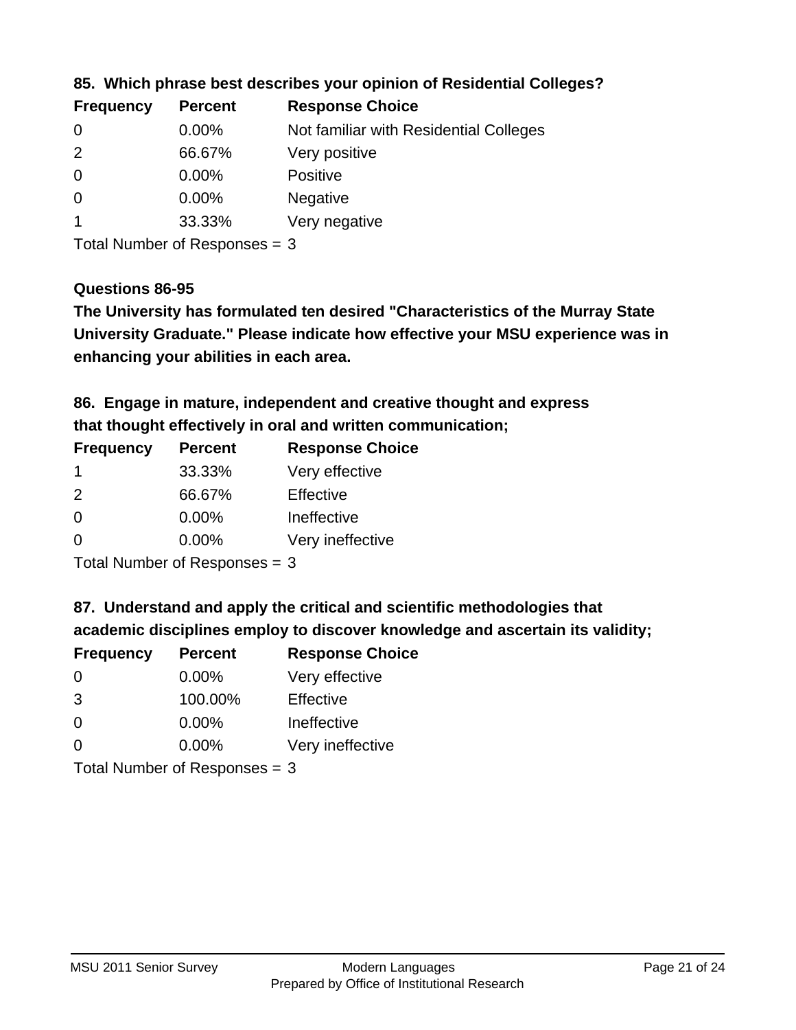### 85. Which phrase best describes your opinion of Residential Colleges?

| Frequency | Percent | Response Choice |
|---|---|---|
| 0 | 0.00% | Not familiar with Residential Colleges |
| 2 | 66.67% | Very positive |
| 0 | 0.00% | Positive |
| 0 | 0.00% | Negative |
| 1 | 33.33% | Very negative |

Total Number of Responses = 3

### Questions 86-95

**The University has formulated ten desired "Characteristics of the Murray State University Graduate." Please indicate how effective your MSU experience was in enhancing your abilities in each area.**

### 86. Engage in mature, independent and creative thought and express that thought effectively in oral and written communication;

| Frequency | Percent | Response Choice |
|---|---|---|
| 1 | 33.33% | Very effective |
| 2 | 66.67% | Effective |
| 0 | 0.00% | Ineffective |
| 0 | 0.00% | Very ineffective |

Total Number of Responses = 3

### 87. Understand and apply the critical and scientific methodologies that academic disciplines employ to discover knowledge and ascertain its validity;

| Frequency | Percent | Response Choice |
|---|---|---|
| 0 | 0.00% | Very effective |
| 3 | 100.00% | Effective |
| 0 | 0.00% | Ineffective |
| 0 | 0.00% | Very ineffective |

Total Number of Responses = 3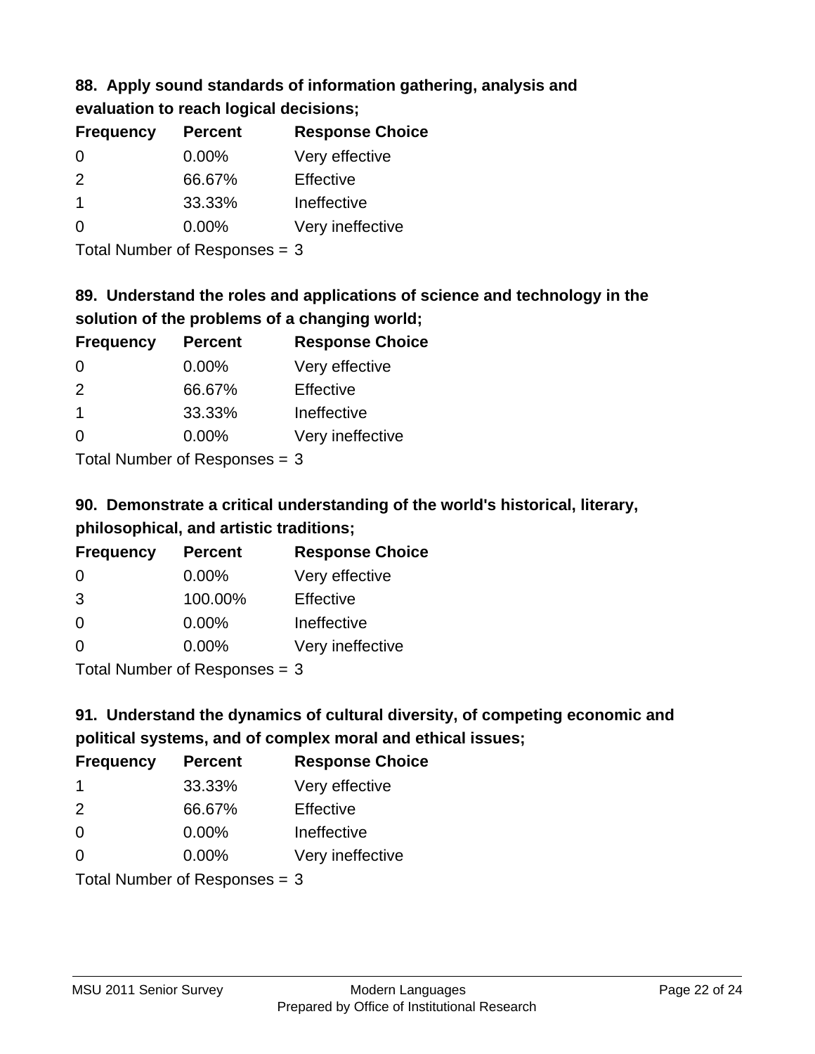### 88. Apply sound standards of information gathering, analysis and evaluation to reach logical decisions;

| Frequency | Percent | Response Choice |
|---|---|---|
| 0 | 0.00% | Very effective |
| 2 | 66.67% | Effective |
| 1 | 33.33% | Ineffective |
| 0 | 0.00% | Very ineffective |

Total Number of Responses = 3

### 89. Understand the roles and applications of science and technology in the solution of the problems of a changing world;

| Frequency | Percent | Response Choice |
|---|---|---|
| 0 | 0.00% | Very effective |
| 2 | 66.67% | Effective |
| 1 | 33.33% | Ineffective |
| 0 | 0.00% | Very ineffective |

Total Number of Responses = 3

### 90. Demonstrate a critical understanding of the world's historical, literary, philosophical, and artistic traditions;

| Frequency | Percent | Response Choice |
|---|---|---|
| 0 | 0.00% | Very effective |
| 3 | 100.00% | Effective |
| 0 | 0.00% | Ineffective |
| 0 | 0.00% | Very ineffective |

Total Number of Responses = 3

### 91. Understand the dynamics of cultural diversity, of competing economic and political systems, and of complex moral and ethical issues;

| Frequency | Percent | Response Choice |
|---|---|---|
| 1 | 33.33% | Very effective |
| 2 | 66.67% | Effective |
| 0 | 0.00% | Ineffective |
| 0 | 0.00% | Very ineffective |

Total Number of Responses = 3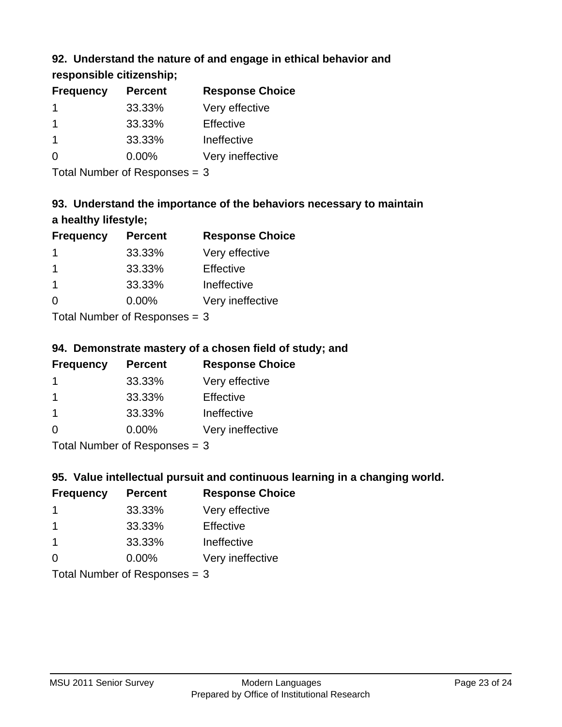### 92. Understand the nature of and engage in ethical behavior and responsible citizenship;

| Frequency | Percent | Response Choice |
|---|---|---|
| 1 | 33.33% | Very effective |
| 1 | 33.33% | Effective |
| 1 | 33.33% | Ineffective |
| 0 | 0.00% | Very ineffective |

Total Number of Responses = 3

### 93. Understand the importance of the behaviors necessary to maintain a healthy lifestyle;

| Frequency | Percent | Response Choice |
|---|---|---|
| 1 | 33.33% | Very effective |
| 1 | 33.33% | Effective |
| 1 | 33.33% | Ineffective |
| 0 | 0.00% | Very ineffective |

Total Number of Responses = 3

### 94. Demonstrate mastery of a chosen field of study; and

| Frequency | Percent | Response Choice |
|---|---|---|
| 1 | 33.33% | Very effective |
| 1 | 33.33% | Effective |
| 1 | 33.33% | Ineffective |
| 0 | 0.00% | Very ineffective |

Total Number of Responses = 3

### 95. Value intellectual pursuit and continuous learning in a changing world.

| Frequency | Percent | Response Choice |
|---|---|---|
| 1 | 33.33% | Very effective |
| 1 | 33.33% | Effective |
| 1 | 33.33% | Ineffective |
| 0 | 0.00% | Very ineffective |

Total Number of Responses = 3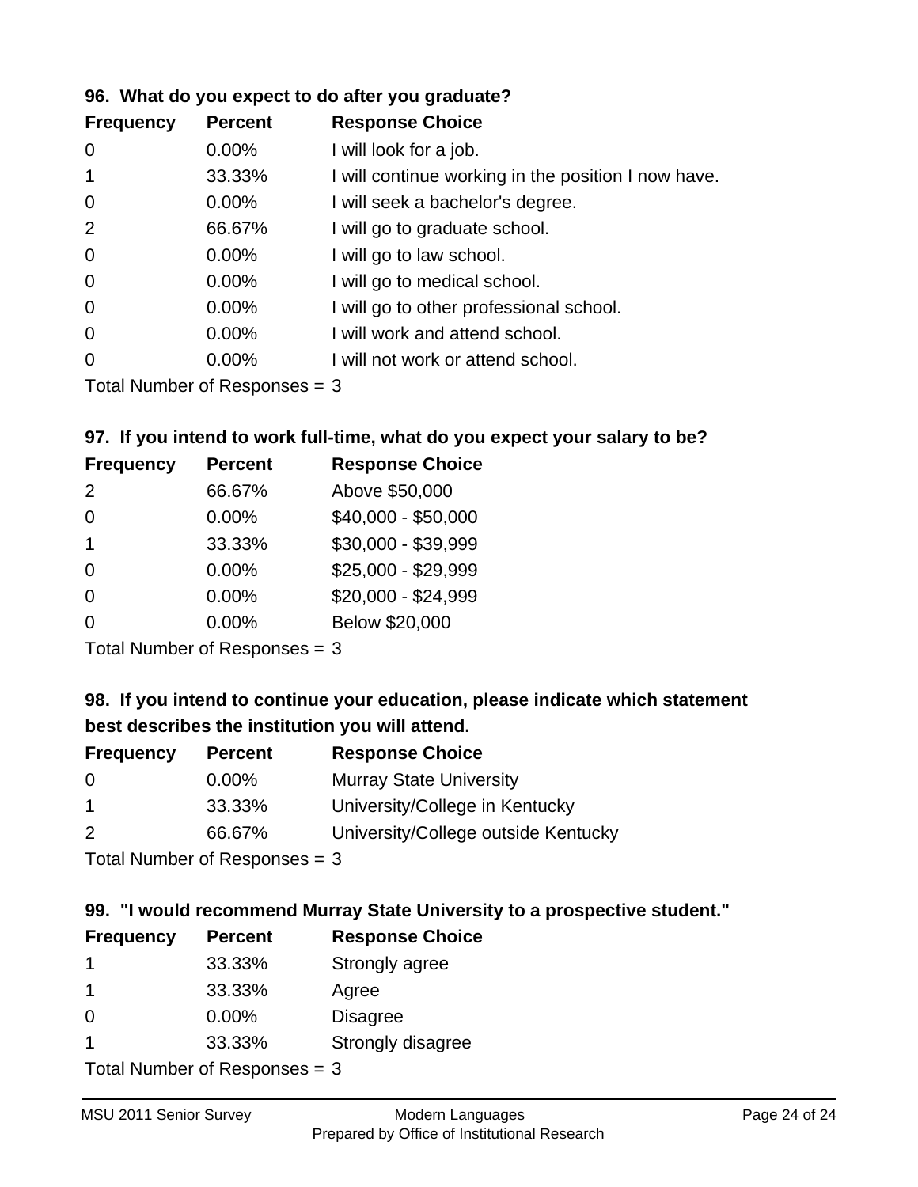### 96. What do you expect to do after you graduate?

| Frequency | Percent | Response Choice |
|---|---|---|
| 0 | 0.00% | I will look for a job. |
| 1 | 33.33% | I will continue working in the position I now have. |
| 0 | 0.00% | I will seek a bachelor's degree. |
| 2 | 66.67% | I will go to graduate school. |
| 0 | 0.00% | I will go to law school. |
| 0 | 0.00% | I will go to medical school. |
| 0 | 0.00% | I will go to other professional school. |
| 0 | 0.00% | I will work and attend school. |
| 0 | 0.00% | I will not work or attend school. |

Total Number of Responses = 3

### 97. If you intend to work full-time, what do you expect your salary to be?

| Frequency | Percent | Response Choice |
|---|---|---|
| 2 | 66.67% | Above $50,000 |
| 0 | 0.00% | $40,000 - $50,000 |
| 1 | 33.33% | $30,000 - $39,999 |
| 0 | 0.00% | $25,000 - $29,999 |
| 0 | 0.00% | $20,000 - $24,999 |
| 0 | 0.00% | Below $20,000 |

Total Number of Responses = 3

### 98. If you intend to continue your education, please indicate which statement best describes the institution you will attend.

| Frequency | Percent | Response Choice |
|---|---|---|
| 0 | 0.00% | Murray State University |
| 1 | 33.33% | University/College in Kentucky |
| 2 | 66.67% | University/College outside Kentucky |

Total Number of Responses = 3

### 99. "I would recommend Murray State University to a prospective student."

| Frequency | Percent | Response Choice |
|---|---|---|
| 1 | 33.33% | Strongly agree |
| 1 | 33.33% | Agree |
| 0 | 0.00% | Disagree |
| 1 | 33.33% | Strongly disagree |

Total Number of Responses = 3